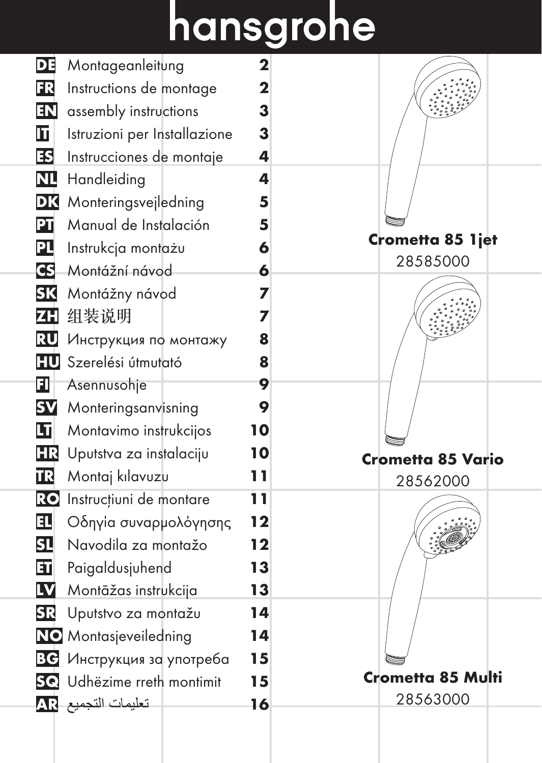# hansgrohe

| | | |
|---|---|---|
| **DE** | Montageanleitung | **2** |
| **FR** | Instructions de montage | **2** |
| **EN** | assembly instructions | **3** |
| **IT** | Istruzioni per Installazione | **3** |
| **ES** | Instrucciones de montaje | **4** |
| **NL** | Handleiding | **4** |
| **DK** | Monteringsvejledning | **5** |
| **PT** | Manual de Instalación | **5** |
| **PL** | Instrukcja montażu | **6** |
| **CS** | Montážní návod | **6** |
| **SK** | Montážny návod | **7** |
| **ZH** | 组装说明 | **7** |
| **RU** | Инструкция по монтажу | **8** |
| **HU** | Szerelési útmutató | **8** |
| **FI** | Asennusohje | **9** |
| **SV** | Monteringsanvisning | **9** |
| **LT** | Montavimo instrukcijos | **10** |
| **HR** | Uputstva za instalaciju | **10** |
| **TR** | Montaj kılavuzu | **11** |
| **RO** | Instrucțiuni de montare | **11** |
| **EL** | Οδηγία συναρμολόγησης | **12** |
| **SL** | Navodila za montažo | **12** |
| **ET** | Paigaldusjuhend | **13** |
| **LV** | Montāžas instrukcija | **13** |
| **SR** | Uputstvo za montažu | **14** |
| **NO** | Montasjeveiledning | **14** |
| **BG** | Инструкция за употреба | **15** |
| **SQ** | Udhëzime rreth montimit | **15** |
| **AR** | تعليمات التجميع | **16** |

**Crometta 85 1jet**
28585000

**Crometta 85 Vario**
28562000

**Crometta 85 Multi**
28563000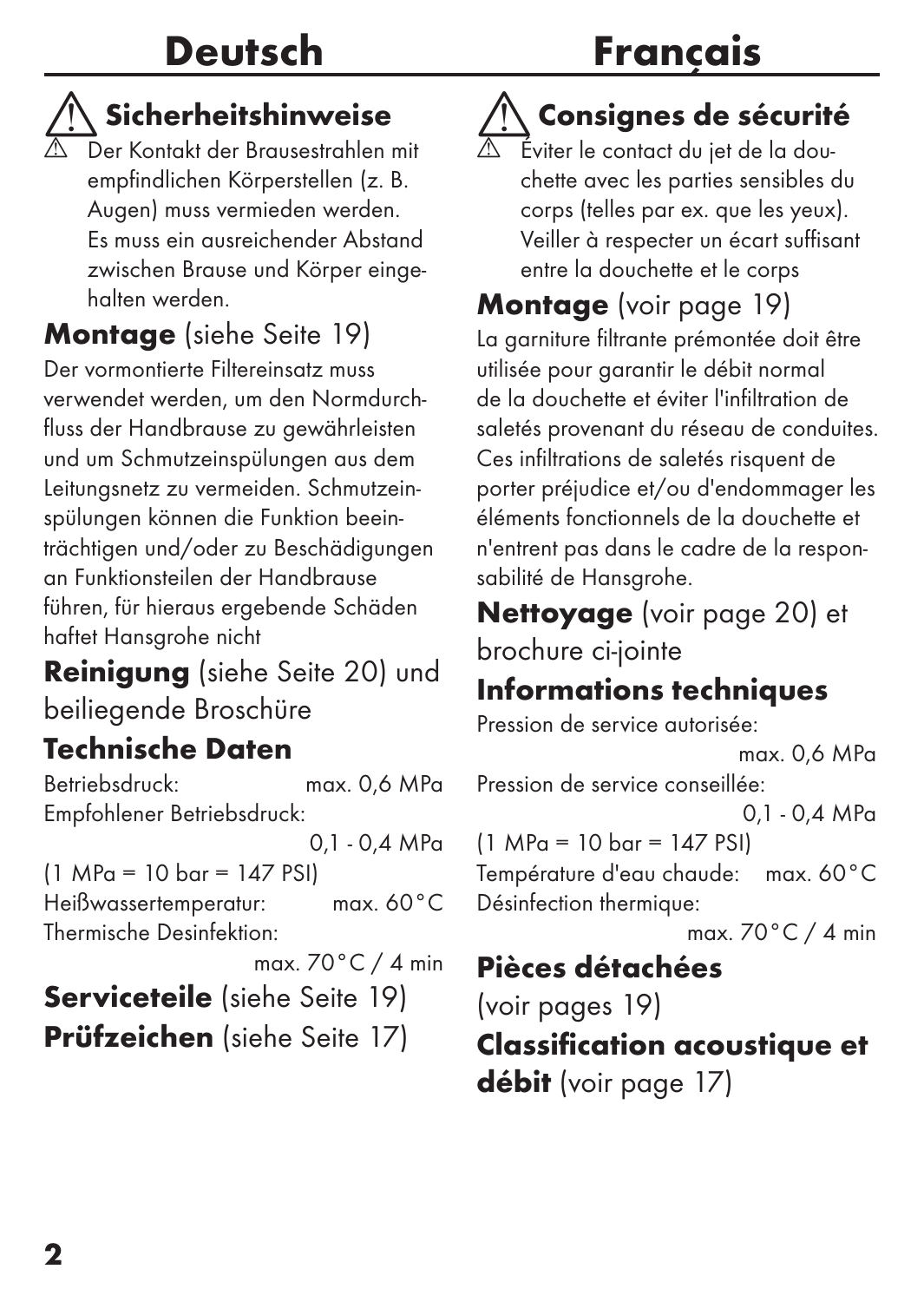# Deutsch

## ⚠ Sicherheitshinweise

⚠ Der Kontakt der Brausestrahlen mit empfindlichen Körperstellen (z. B. Augen) muss vermieden werden. Es muss ein ausreichender Abstand zwischen Brause und Körper eingehalten werden.

## **Montage** (siehe Seite 19)

Der vormontierte Filtereinsatz muss verwendet werden, um den Normdurchfluss der Handbrause zu gewährleisten und um Schmutzeinspülungen aus dem Leitungsnetz zu vermeiden. Schmutzeinspülungen können die Funktion beeinträchtigen und/oder zu Beschädigungen an Funktionsteilen der Handbrause führen, für hieraus ergebende Schäden haftet Hansgrohe nicht

## **Reinigung** (siehe Seite 20) und beiliegende Broschüre

## Technische Daten

Betriebsdruck: max. 0,6 MPa
Empfohlener Betriebsdruck: 0,1 - 0,4 MPa
(1 MPa = 10 bar = 147 PSI)
Heißwassertemperatur: max. 60°C
Thermische Desinfektion: max. 70°C / 4 min

## **Serviceteile** (siehe Seite 19)

## **Prüfzeichen** (siehe Seite 17)

# Français

## ⚠ Consignes de sécurité

⚠ Éviter le contact du jet de la douchette avec les parties sensibles du corps (telles par ex. que les yeux). Veiller à respecter un écart suffisant entre la douchette et le corps

## **Montage** (voir page 19)

La garniture filtrante prémontée doit être utilisée pour garantir le débit normal de la douchette et éviter l'infiltration de saletés provenant du réseau de conduites. Ces infiltrations de saletés risquent de porter préjudice et/ou d'endommager les éléments fonctionnels de la douchette et n'entrent pas dans le cadre de la responsabilité de Hansgrohe.

## **Nettoyage** (voir page 20) et brochure ci-jointe

## Informations techniques

Pression de service autorisée: max. 0,6 MPa
Pression de service conseillée: 0,1 - 0,4 MPa
(1 MPa = 10 bar = 147 PSI)
Température d'eau chaude: max. 60°C
Désinfection thermique: max. 70°C / 4 min

## **Pièces détachées** (voir pages 19)

## **Classification acoustique et débit** (voir page 17)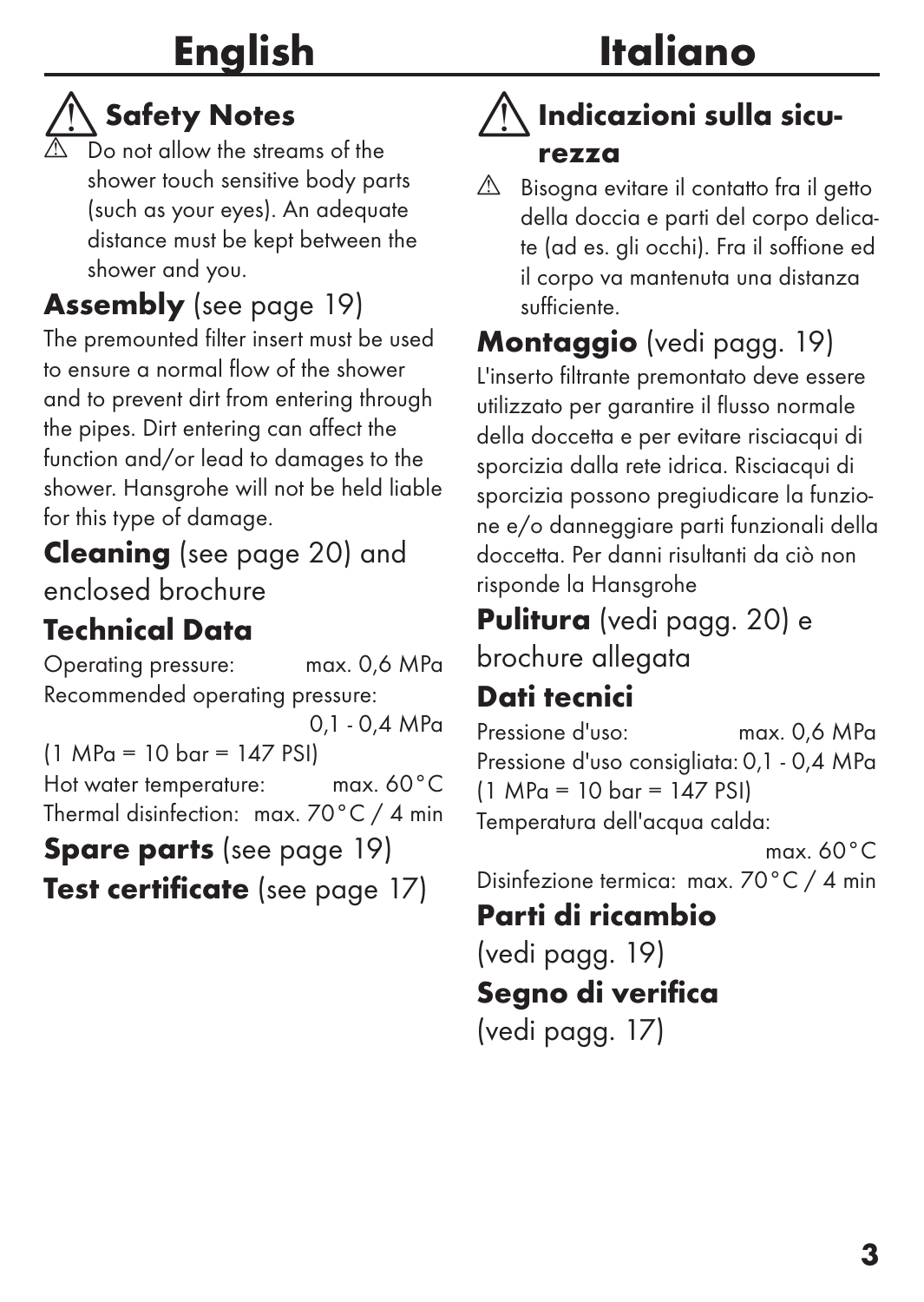# English

## ⚠ Safety Notes

⚠ Do not allow the streams of the shower touch sensitive body parts (such as your eyes). An adequate distance must be kept between the shower and you.

## **Assembly** (see page 19)

The premounted filter insert must be used to ensure a normal flow of the shower and to prevent dirt from entering through the pipes. Dirt entering can affect the function and/or lead to damages to the shower. Hansgrohe will not be held liable for this type of damage.

## **Cleaning** (see page 20) and enclosed brochure

## Technical Data

Operating pressure: max. 0,6 MPa
Recommended operating pressure: 0,1 - 0,4 MPa
(1 MPa = 10 bar = 147 PSI)
Hot water temperature: max. 60°C
Thermal disinfection: max. 70°C / 4 min

## **Spare parts** (see page 19)

## **Test certificate** (see page 17)

# Italiano

## ⚠ Indicazioni sulla sicurezza

⚠ Bisogna evitare il contatto fra il getto della doccia e parti del corpo delicate (ad es. gli occhi). Fra il soffione ed il corpo va mantenuta una distanza sufficiente.

## **Montaggio** (vedi pagg. 19)

L'inserto filtrante premontato deve essere utilizzato per garantire il flusso normale della doccetta e per evitare risciacqui di sporcizia dalla rete idrica. Risciacqui di sporcizia possono pregiudicare la funzione e/o danneggiare parti funzionali della doccetta. Per danni risultanti da ciò non risponde la Hansgrohe

## **Pulitura** (vedi pagg. 20) e brochure allegata

## Dati tecnici

Pressione d'uso: max. 0,6 MPa
Pressione d'uso consigliata: 0,1 - 0,4 MPa
(1 MPa = 10 bar = 147 PSI)
Temperatura dell'acqua calda: max. 60°C
Disinfezione termica: max. 70°C / 4 min

## **Parti di ricambio** (vedi pagg. 19)

## **Segno di verifica** (vedi pagg. 17)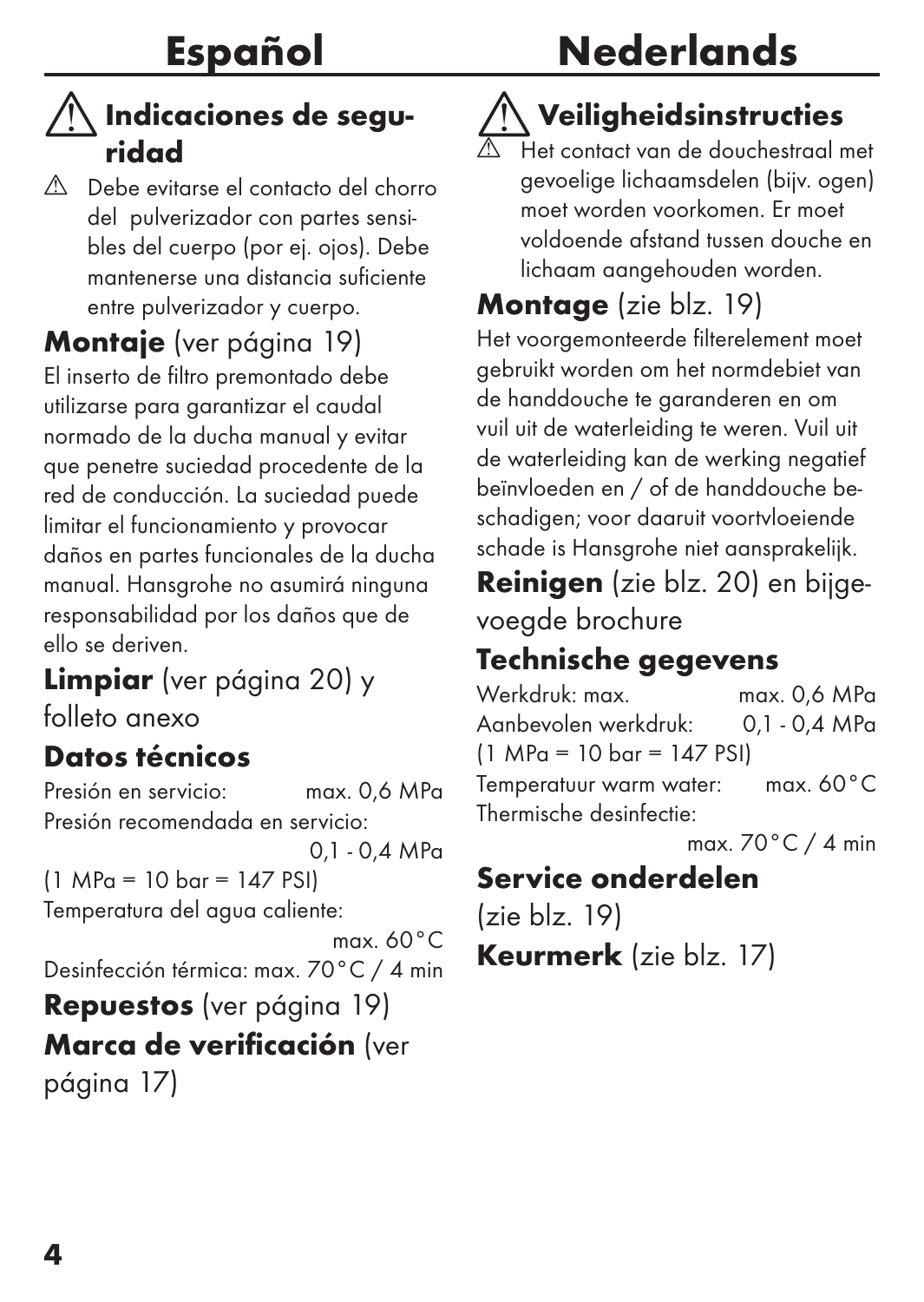# Español

## ⚠ Indicaciones de seguridad

⚠ Debe evitarse el contacto del chorro del pulverizador con partes sensibles del cuerpo (por ej. ojos). Debe mantenerse una distancia suficiente entre pulverizador y cuerpo.

**Montaje** (ver página 19)

El inserto de filtro premontado debe utilizarse para garantizar el caudal normado de la ducha manual y evitar que penetre suciedad procedente de la red de conducción. La suciedad puede limitar el funcionamiento y provocar daños en partes funcionales de la ducha manual. Hansgrohe no asumirá ninguna responsabilidad por los daños que de ello se deriven.

**Limpiar** (ver página 20) y folleto anexo

**Datos técnicos**

Presión en servicio: max. 0,6 MPa
Presión recomendada en servicio: 0,1 - 0,4 MPa
(1 MPa = 10 bar = 147 PSI)
Temperatura del agua caliente: max. 60 °C
Desinfección térmica: max. 70 °C / 4 min

**Repuestos** (ver página 19)

**Marca de verificación** (ver página 17)

# Nederlands

## ⚠ Veiligheidsinstructies

⚠ Het contact van de douchestraal met gevoelige lichaamsdelen (bijv. ogen) moet worden voorkomen. Er moet voldoende afstand tussen douche en lichaam aangehouden worden.

**Montage** (zie blz. 19)

Het voorgemonteerde filterelement moet gebruikt worden om het normdebiet van de handdouche te garanderen en om vuil uit de waterleiding te weren. Vuil uit de waterleiding kan de werking negatief beïnvloeden en / of de handdouche beschadigen; voor daaruit voortvloeiende schade is Hansgrohe niet aansprakelijk.

**Reinigen** (zie blz. 20) en bijgevoegde brochure

**Technische gegevens**

Werkdruk: max. max. 0,6 MPa
Aanbevolen werkdruk: 0,1 - 0,4 MPa
(1 MPa = 10 bar = 147 PSI)
Temperatuur warm water: max. 60 °C
Thermische desinfectie: max. 70 °C / 4 min

**Service onderdelen** (zie blz. 19)

**Keurmerk** (zie blz. 17)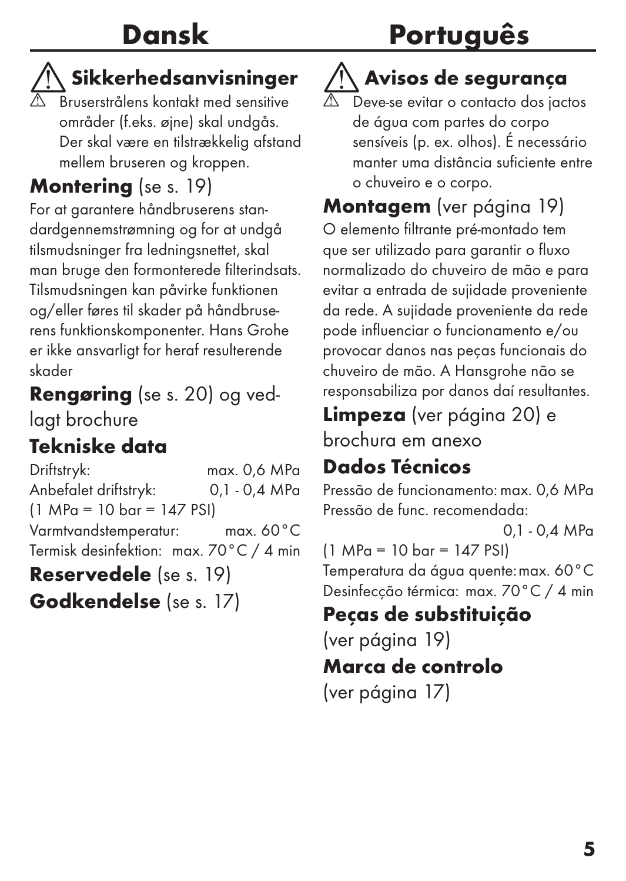# Dansk

## ⚠ Sikkerhedsanvisninger

⚠ Bruserstrålens kontakt med sensitive områder (f.eks. øjne) skal undgås. Der skal være en tilstrækkelig afstand mellem bruseren og kroppen.

## **Montering** (se s. 19)

For at garantere håndbruserens standardgennemstrømning og for at undgå tilsmudsninger fra ledningsnettet, skal man bruge den formonterede filterindsats. Tilsmudsningen kan påvirke funktionen og/eller føres til skader på håndbruserens funktionskomponenter. Hans Grohe er ikke ansvarligt for heraf resulterende skader

## **Rengøring** (se s. 20) og vedlagt brochure

## Tekniske data

| | |
|---|---|
| Driftstryk: | max. 0,6 MPa |
| Anbefalet driftstryk: | 0,1 - 0,4 MPa |
| (1 MPa = 10 bar = 147 PSI) | |
| Varmtvandstemperatur: | max. 60°C |
| Termisk desinfektion: | max. 70°C / 4 min |

## **Reservedele** (se s. 19)

## **Godkendelse** (se s. 17)

# Português

## ⚠ Avisos de segurança

⚠ Deve-se evitar o contacto dos jactos de água com partes do corpo sensíveis (p. ex. olhos). É necessário manter uma distância suficiente entre o chuveiro e o corpo.

## **Montagem** (ver página 19)

O elemento filtrante pré-montado tem que ser utilizado para garantir o fluxo normalizado do chuveiro de mão e para evitar a entrada de sujidade proveniente da rede. A sujidade proveniente da rede pode influenciar o funcionamento e/ou provocar danos nas peças funcionais do chuveiro de mão. A Hansgrohe não se responsabiliza por danos daí resultantes.

## **Limpeza** (ver página 20) e brochura em anexo

## Dados Técnicos

| | |
|---|---|
| Pressão de funcionamento: | max. 0,6 MPa |
| Pressão de func. recomendada: | 0,1 - 0,4 MPa |
| (1 MPa = 10 bar = 147 PSI) | |
| Temperatura da água quente: | max. 60°C |
| Desinfecção térmica: | max. 70°C / 4 min |

## **Peças de substituição** (ver página 19)

## **Marca de controlo** (ver página 17)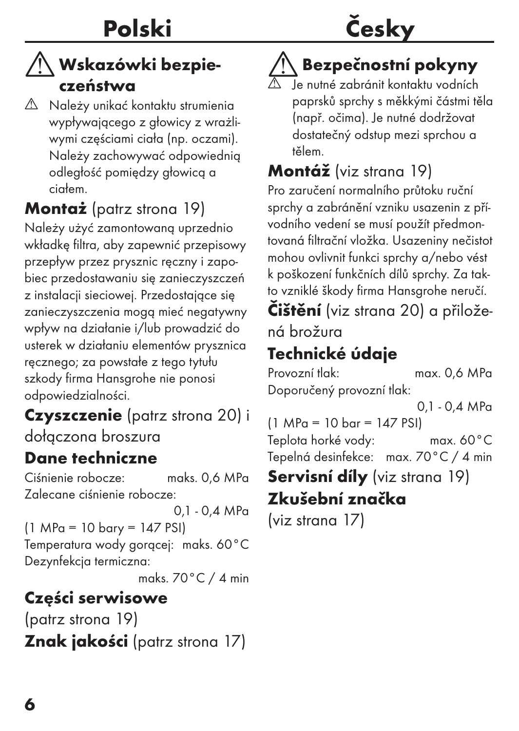# Polski

## ⚠ Wskazówki bezpieczeństwa

⚠ Należy unikać kontaktu strumienia wypływającego z głowicy z wrażliwymi częściami ciała (np. oczami). Należy zachowywać odpowiednią odległość pomiędzy głowicą a ciałem.

## **Montaż** (patrz strona 19)

Należy użyć zamontowaną uprzednio wkładkę filtra, aby zapewnić przepisowy przepływ przez prysznic ręczny i zapobiec przedostawaniu się zanieczyszczeń z instalacji sieciowej. Przedostające się zanieczyszczenia mogą mieć negatywny wpływ na działanie i/lub prowadzić do usterek w działaniu elementów prysznica ręcznego; za powstałe z tego tytułu szkody firma Hansgrohe nie ponosi odpowiedzialności.

## **Czyszczenie** (patrz strona 20) i dołączona broszura

## Dane techniczne

Ciśnienie robocze: maks. 0,6 MPa
Zalecane ciśnienie robocze: 0,1 - 0,4 MPa
(1 MPa = 10 bary = 147 PSI)
Temperatura wody gorącej: maks. 60°C
Dezynfekcja termiczna: maks. 70°C / 4 min

## Części serwisowe

(patrz strona 19)

## **Znak jakości** (patrz strona 17)

# Česky

## ⚠ Bezpečnostní pokyny

⚠ Je nutné zabránit kontaktu vodních paprsků sprchy s měkkými částmi těla (např. očima). Je nutné dodržovat dostatečný odstup mezi sprchou a tělem.

## **Montáž** (viz strana 19)

Pro zaručení normalního průtoku ruční sprchy a zabránění vzniku usazenin z přívodního vedení se musí použít předmontovaná filtrační vložka. Usazeniny nečistot mohou ovlivnit funkci sprchy a/nebo vést k poškození funkčních dílů sprchy. Za takto vzniklé škody firma Hansgrohe neručí.

## **Čištění** (viz strana 20) a přiložená brožura

## Technické údaje

Provozní tlak: max. 0,6 MPa
Doporučený provozní tlak: 0,1 - 0,4 MPa
(1 MPa = 10 bar = 147 PSI)
Teplota horké vody: max. 60°C
Tepelná desinfekce: max. 70°C / 4 min

## **Servisní díly** (viz strana 19)

## Zkušební značka

(viz strana 17)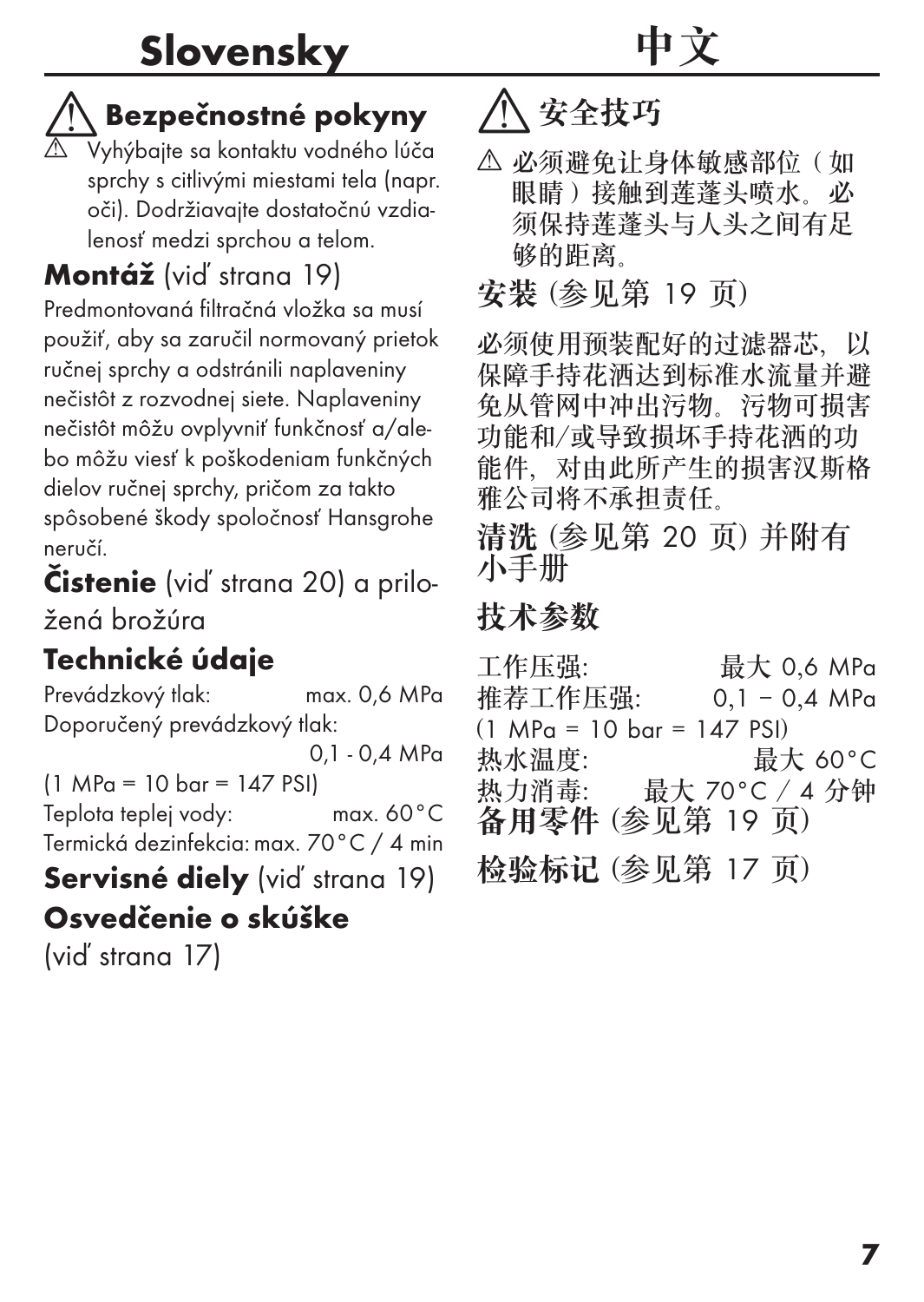# Slovensky

## ⚠ Bezpečnostné pokyny

⚠ Vyhýbajte sa kontaktu vodného lúča sprchy s citlivými miestami tela (napr. oči). Dodržiavajte dostatočnú vzdialenosť medzi sprchou a telom.

## **Montáž** (viď strana 19)

Predmontovaná filtračná vložka sa musí použiť, aby sa zaručil normovaný prietok ručnej sprchy a odstránili naplaveniny nečistôt z rozvodnej siete. Naplaveniny nečistôt môžu ovplyvniť funkčnosť a/alebo môžu viesť k poškodeniam funkčných dielov ručnej sprchy, pričom za takto spôsobené škody spoločnosť Hansgrohe neručí.

## **Čistenie** (viď strana 20) a priložená brožúra

## Technické údaje

| | |
|---|---|
| Prevádzkový tlak: | max. 0,6 MPa |
| Doporučený prevádzkový tlak: | 0,1 - 0,4 MPa |
| (1 MPa = 10 bar = 147 PSI) | |
| Teplota teplej vody: | max. 60°C |
| Termická dezinfekcia: | max. 70°C / 4 min |

## **Servisné diely** (viď strana 19)

## Osvedčenie o skúške

(viď strana 17)

# 中文

## ⚠ 安全技巧

⚠ 必须避免让身体敏感部位（如眼睛）接触到莲蓬头喷水。必须保持莲蓬头与人头之间有足够的距离。

## **安装** (参见第 19 页)

必须使用预装配好的过滤器芯，以保障手持花洒达到标准水流量并避免从管网中冲出污物。污物可损害功能和/或导致损坏手持花洒的功能件，对由此所产生的损害汉斯格雅公司将不承担责任。

## **清洗** (参见第 20 页) 并附有小手册

## 技术参数

| | |
|---|---|
| 工作压强: | 最大 0,6 MPa |
| 推荐工作压强: | 0,1 – 0,4 MPa |
| (1 MPa = 10 bar = 147 PSI) | |
| 热水温度: | 最大 60°C |
| 热力消毒: | 最大 70°C / 4 分钟 |

## **备用零件** (参见第 19 页)

## **检验标记** (参见第 17 页)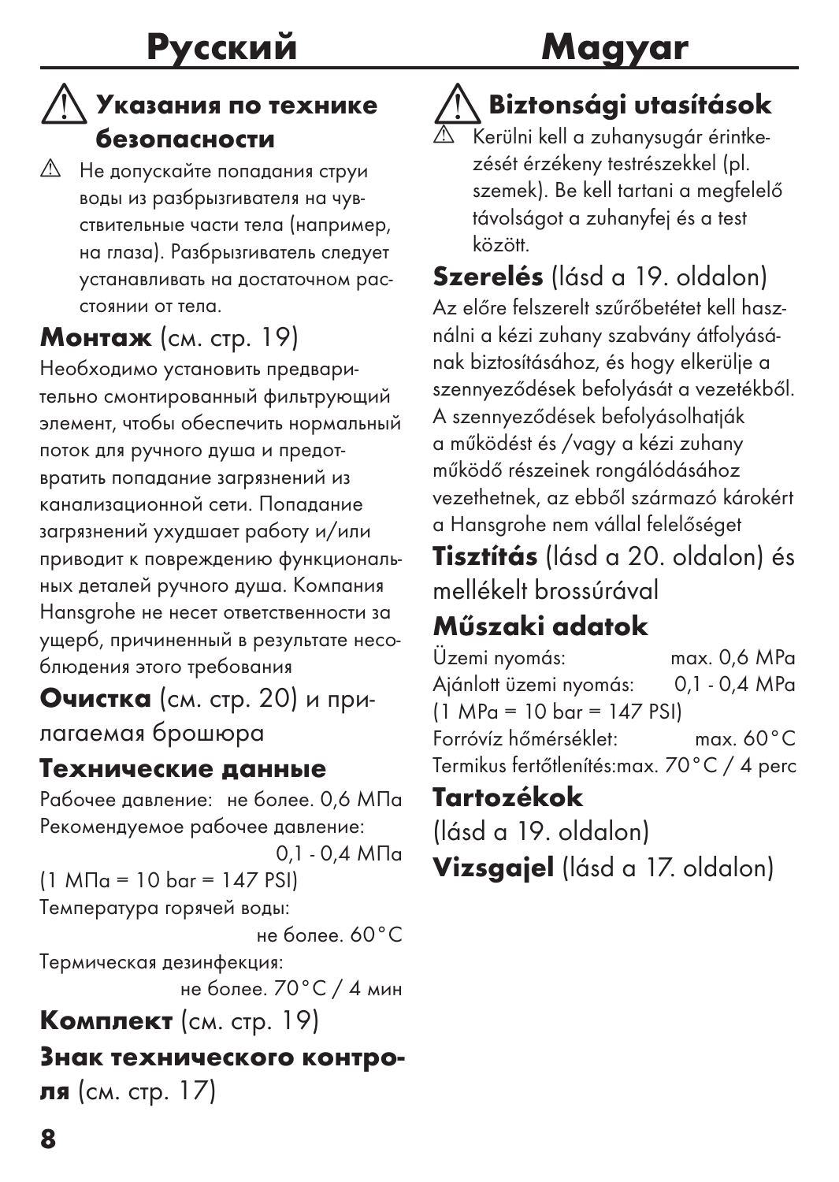# Русский

## ⚠ Указания по технике безопасности

⚠ Не допускайте попадания струи воды из разбрызгивателя на чувствительные части тела (например, на глаза). Разбрызгиватель следует устанавливать на достаточном расстоянии от тела.

## **Монтаж** (см. стр. 19)

Необходимо установить предварительно смонтированный фильтрующий элемент, чтобы обеспечить нормальный поток для ручного душа и предотвратить попадание загрязнений из канализационной сети. Попадание загрязнений ухудшает работу и/или приводит к повреждению функциональных деталей ручного душа. Компания Hansgrohe не несет ответственности за ущерб, причиненный в результате несоблюдения этого требования

## **Очистка** (см. стр. 20) и прилагаемая брошюра

## Технические данные

Рабочее давление: не более. 0,6 МПа
Рекомендуемое рабочее давление: 0,1 - 0,4 МПа
(1 МПа = 10 bar = 147 PSI)
Температура горячей воды: не более. 60°C
Термическая дезинфекция: не более. 70°C / 4 мин

## **Комплект** (см. стр. 19)

## **Знак технического контроля** (см. стр. 17)

# Magyar

## ⚠ Biztonsági utasítások

⚠ Kerülni kell a zuhanysugár érintkezését érzékeny testrészekkel (pl. szemek). Be kell tartani a megfelelő távolságot a zuhanyfej és a test között.

## **Szerelés** (lásd a 19. oldalon)

Az előre felszerelt szűrőbetétet kell használni a kézi zuhany szabvány átfolyásának biztosításához, és hogy elkerülje a szennyeződések befolyását a vezetékből. A szennyeződések befolyásolhatják a működést és /vagy a kézi zuhany működő részeinek rongálódásához vezethetnek, az ebből származó károkért a Hansgrohe nem vállal felelőséget

## **Tisztítás** (lásd a 20. oldalon) és mellékelt brossúrával

## Műszaki adatok

Üzemi nyomás: max. 0,6 MPa
Ajánlott üzemi nyomás: 0,1 - 0,4 MPa
(1 MPa = 10 bar = 147 PSI)
Forróvíz hőmérséklet: max. 60°C
Termikus fertőtlenítés:max. 70°C / 4 perc

## **Tartozékok** (lásd a 19. oldalon)

## **Vizsgajel** (lásd a 17. oldalon)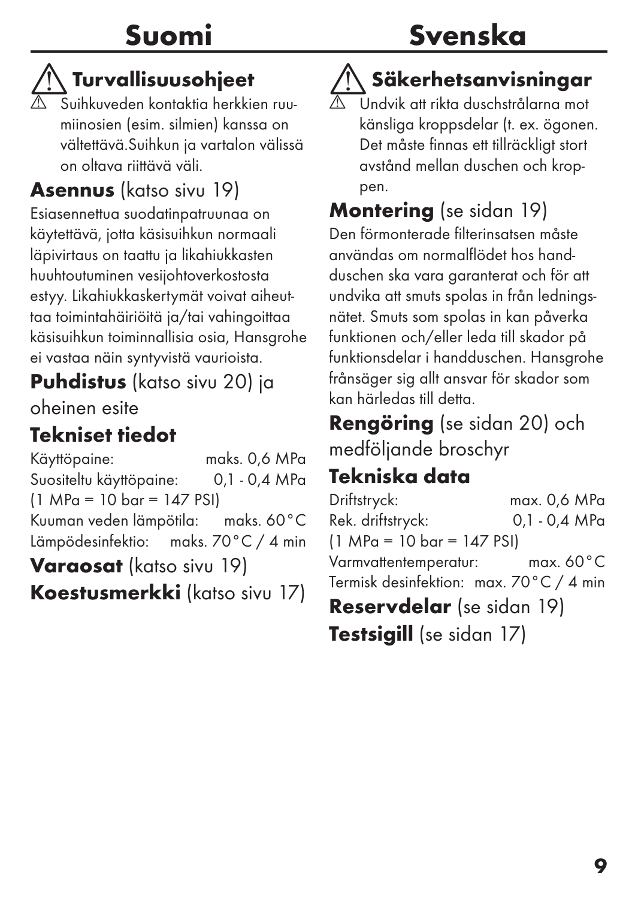# Suomi

## ⚠ Turvallisuusohjeet

⚠ Suihkuveden kontaktia herkkien ruumiinosien (esim. silmien) kanssa on vältettävä.Suihkun ja vartalon välissä on oltava riittävä väli.

## **Asennus** (katso sivu 19)

Esiasennettua suodatinpatruunaa on käytettävä, jotta käsisuihkun normaali läpivirtaus on taattu ja likahiukkasten huuhtoutuminen vesijohtoverkostosta estyy. Likahiukkaskertymät voivat aiheuttaa toimintahäiriöitä ja/tai vahingoittaa käsisuihkun toiminnallisia osia, Hansgrohe ei vastaa näin syntyvistä vaurioista.

## **Puhdistus** (katso sivu 20) ja oheinen esite

## Tekniset tiedot

| | |
|---|---|
| Käyttöpaine: | maks. 0,6 MPa |
| Suositeltu käyttöpaine: | 0,1 - 0,4 MPa |
| (1 MPa = 10 bar = 147 PSI) | |
| Kuuman veden lämpötila: | maks. 60°C |
| Lämpödesinfektio: | maks. 70°C / 4 min |

## **Varaosat** (katso sivu 19)

## **Koestusmerkki** (katso sivu 17)

# Svenska

## ⚠ Säkerhetsanvisningar

⚠ Undvik att rikta duschstrålarna mot känsliga kroppsdelar (t. ex. ögonen. Det måste finnas ett tillräckligt stort avstånd mellan duschen och kroppen.

## **Montering** (se sidan 19)

Den förmonterade filterinsatsen måste användas om normalflödet hos handduschen ska vara garanterat och för att undvika att smuts spolas in från ledningsnätet. Smuts som spolas in kan påverka funktionen och/eller leda till skador på funktionsdelar i handduschen. Hansgrohe frånsäger sig allt ansvar för skador som kan härledas till detta.

## **Rengöring** (se sidan 20) och medföljande broschyr

## Tekniska data

| | |
|---|---|
| Driftstryck: | max. 0,6 MPa |
| Rek. driftstryck: | 0,1 - 0,4 MPa |
| (1 MPa = 10 bar = 147 PSI) | |
| Varmvattentemperatur: | max. 60°C |
| Termisk desinfektion: | max. 70°C / 4 min |

## **Reservdelar** (se sidan 19)

## **Testsigill** (se sidan 17)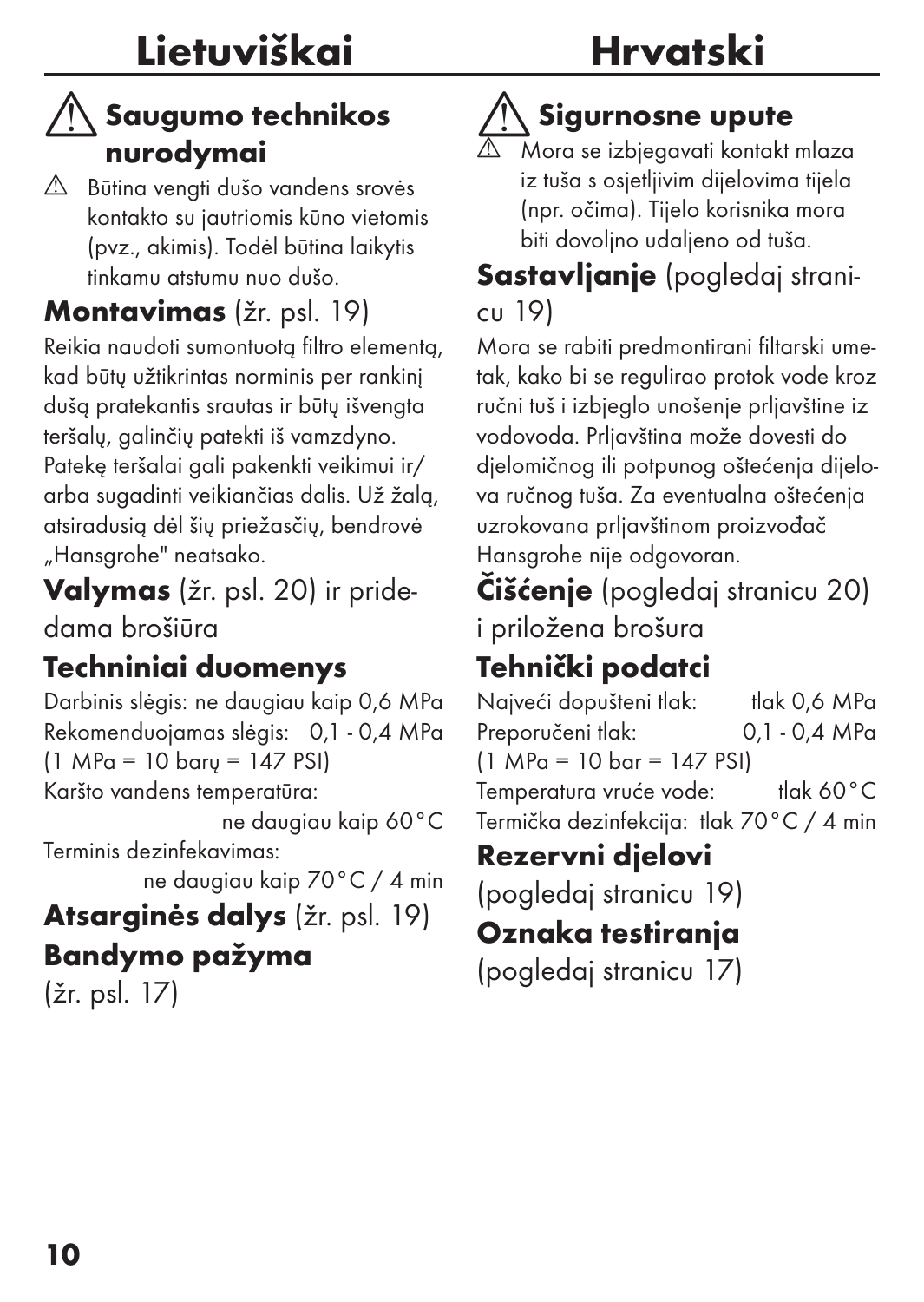# Lietuviškai

## ⚠ Saugumo technikos nurodymai

⚠ Būtina vengti dušo vandens srovės kontakto su jautriomis kūno vietomis (pvz., akimis). Todėl būtina laikytis tinkamu atstumu nuo dušo.

## **Montavimas** (žr. psl. 19)

Reikia naudoti sumontuotą filtro elementą, kad būtų užtikrintas norminis per rankinį dušą pratekantis srautas ir būtų išvengta teršalų, galinčių patekti iš vamzdyno. Patekę teršalai gali pakenkti veikimui ir/arba sugadinti veikiančias dalis. Už žalą, atsiradusią dėl šių priežasčių, bendrovė „Hansgrohe" neatsako.

## **Valymas** (žr. psl. 20) ir pridedama brošiūra

## Techniniai duomenys

Darbinis slėgis: ne daugiau kaip 0,6 MPa
Rekomenduojamas slėgis: 0,1 - 0,4 MPa
(1 MPa = 10 barų = 147 PSI)
Karšto vandens temperatūra: ne daugiau kaip 60 °C
Terminis dezinfekavimas: ne daugiau kaip 70 °C / 4 min

## **Atsarginės dalys** (žr. psl. 19)

## Bandymo pažyma

(žr. psl. 17)

# Hrvatski

## ⚠ Sigurnosne upute

⚠ Mora se izbjegavati kontakt mlaza iz tuša s osjetljivim dijelovima tijela (npr. očima). Tijelo korisnika mora biti dovoljno udaljeno od tuša.

## **Sastavljanje** (pogledaj stranicu 19)

Mora se rabiti predmontirani filtarski umetak, kako bi se regulirao protok vode kroz ručni tuš i izbjeglo unošenje prljavštine iz vodovoda. Prljavština može dovesti do djelomičnog ili potpunog oštećenja dijelova ručnog tuša. Za eventualna oštećenja uzrokovana prljavštinom proizvođač Hansgrohe nije odgovoran.

## **Čišćenje** (pogledaj stranicu 20) i priložena brošura

## Tehnički podatci

Najveći dopušteni tlak: tlak 0,6 MPa
Preporučeni tlak: 0,1 - 0,4 MPa
(1 MPa = 10 bar = 147 PSI)
Temperatura vruće vode: tlak 60 °C
Termička dezinfekcija: tlak 70 °C / 4 min

## Rezervni djelovi

(pogledaj stranicu 19)

## Oznaka testiranja

(pogledaj stranicu 17)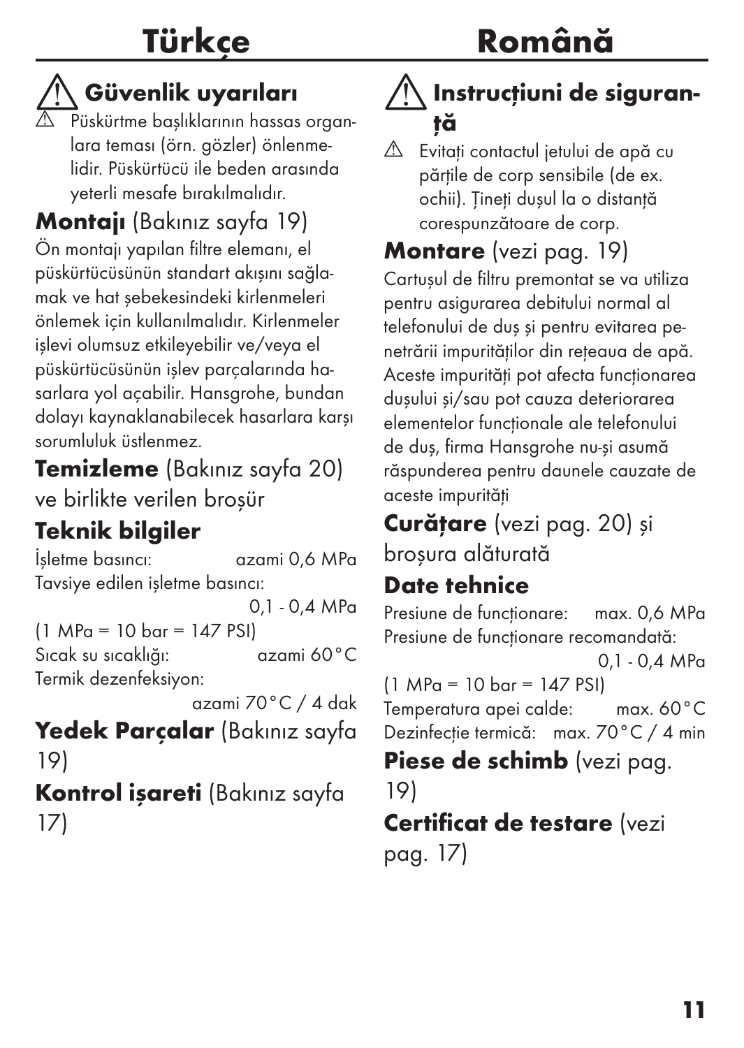# Türkçe

## ⚠ Güvenlik uyarıları

⚠ Püskürtme başlıklarının hassas organlara teması (örn. gözler) önlenmelidir. Püskürtücü ile beden arasında yeterli mesafe bırakılmalıdır.

## **Montajı** (Bakınız sayfa 19)

Ön montajı yapılan filtre elemanı, el püskürtücüsünün standart akışını sağlamak ve hat şebekesindeki kirlenmeleri önlemek için kullanılmalıdır. Kirlenmeler işlevi olumsuz etkileyebilir ve/veya el püskürtücüsünün işlev parçalarında hasarlara yol açabilir. Hansgrohe, bundan dolayı kaynaklanabilecek hasarlara karşı sorumluluk üstlenmez.

## **Temizleme** (Bakınız sayfa 20) ve birlikte verilen broşür

## Teknik bilgiler

İşletme basıncı: azami 0,6 MPa
Tavsiye edilen işletme basıncı: 0,1 - 0,4 MPa
(1 MPa = 10 bar = 147 PSI)
Sıcak su sıcaklığı: azami 60°C
Termik dezenfeksiyon: azami 70°C / 4 dak

## **Yedek Parçalar** (Bakınız sayfa 19)

## **Kontrol işareti** (Bakınız sayfa 17)

# Română

## ⚠ Instrucțiuni de siguranță

⚠ Evitați contactul jetului de apă cu părțile de corp sensibile (de ex. ochii). Țineți dușul la o distanță corespunzătoare de corp.

## **Montare** (vezi pag. 19)

Cartușul de filtru premontat se va utiliza pentru asigurarea debitului normal al telefonului de duș și pentru evitarea penetrării impurităților din rețeaua de apă. Aceste impurități pot afecta funcționarea dușului și/sau pot cauza deteriorarea elementelor funcționale ale telefonului de duș, firma Hansgrohe nu-și asumă răspunderea pentru daunele cauzate de aceste impurități

## **Curățare** (vezi pag. 20) și broșura alăturată

## Date tehnice

Presiune de funcționare: max. 0,6 MPa
Presiune de funcționare recomandată: 0,1 - 0,4 MPa
(1 MPa = 10 bar = 147 PSI)
Temperatura apei calde: max. 60°C
Dezinfecție termică: max. 70°C / 4 min

## **Piese de schimb** (vezi pag. 19)

## **Certificat de testare** (vezi pag. 17)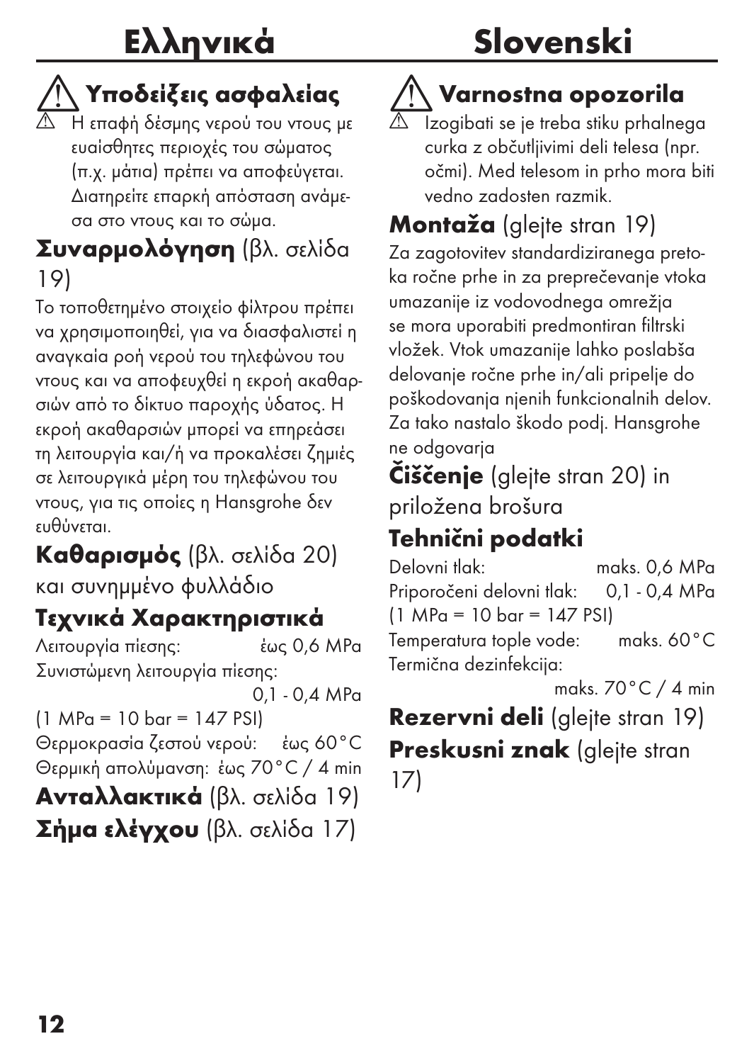# Ελληνικά

## ⚠ Υποδείξεις ασφαλείας

⚠ Η επαφή δέσμης νερού του ντους με ευαίσθητες περιοχές του σώματος (π.χ. μάτια) πρέπει να αποφεύγεται. Διατηρείτε επαρκή απόσταση ανάμεσα στο ντους και το σώμα.

## Συναρμολόγηση (βλ. σελίδα 19)

Το τοποθετημένο στοιχείο φίλτρου πρέπει να χρησιμοποιηθεί, για να διασφαλιστεί η αναγκαία ροή νερού του τηλεφώνου του ντους και να αποφευχθεί η εκροή ακαθαρσιών από το δίκτυο παροχής ύδατος. Η εκροή ακαθαρσιών μπορεί να επηρεάσει τη λειτουργία και/ή να προκαλέσει ζημιές σε λειτουργικά μέρη του τηλεφώνου του ντους, για τις οποίες η Hansgrohe δεν ευθύνεται.

## Καθαρισμός (βλ. σελίδα 20) και συνημμένο φυλλάδιο

## Τεχνικά Χαρακτηριστικά

Λειτουργία πίεσης: έως 0,6 MPa
Συνιστώμενη λειτουργία πίεσης: 0,1 - 0,4 MPa
(1 MPa = 10 bar = 147 PSI)
Θερμοκρασία ζεστού νερού: έως 60°C
Θερμική απολύμανση: έως 70°C / 4 min

## Ανταλλακτικά (βλ. σελίδα 19)

## Σήμα ελέγχου (βλ. σελίδα 17)

# Slovenski

## ⚠ Varnostna opozorila

⚠ Izogibati se je treba stiku prhalnega curka z občutljivimi deli telesa (npr. očmi). Med telesom in prho mora biti vedno zadosten razmik.

## Montaža (glejte stran 19)

Za zagotovitev standardiziranega pretoka ročne prhe in za preprečevanje vtoka umazanije iz vodovodnega omrežja se mora uporabiti predmontiran filtrski vložek. Vtok umazanije lahko poslabša delovanje ročne prhe in/ali pripelje do poškodovanja njenih funkcionalnih delov. Za tako nastalo škodo podj. Hansgrohe ne odgovarja

## Čiščenje (glejte stran 20) in priložena brošura

## Tehnični podatki

Delovni tlak: maks. 0,6 MPa
Priporočeni delovni tlak: 0,1 - 0,4 MPa
(1 MPa = 10 bar = 147 PSI)
Temperatura tople vode: maks. 60°C
Termična dezinfekcija: maks. 70°C / 4 min

## Rezervni deli (glejte stran 19)

## Preskusni znak (glejte stran 17)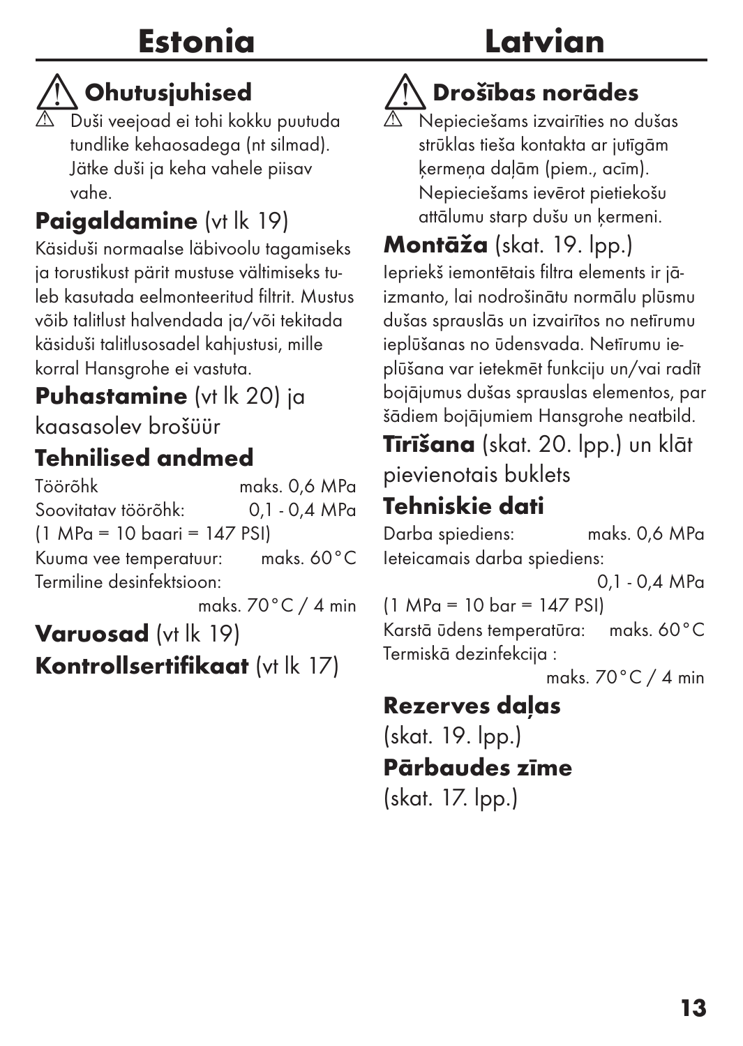# Estonia

## ⚠ Ohutusjuhised

⚠ Duši veejoad ei tohi kokku puutuda tundlike kehaosadega (nt silmad). Jätke duši ja keha vahele piisav vahe.

## **Paigaldamine** (vt lk 19)

Käsiduši normaalse läbivoolu tagamiseks ja torustikust pärit mustuse vältimiseks tuleb kasutada eelmonteeritud filtrit. Mustus võib talitlust halvendada ja/või tekitada käsiduši talitlusosadel kahjustusi, mille korral Hansgrohe ei vastuta.

## **Puhastamine** (vt lk 20) ja kaasasolev brošüür

## Tehnilised andmed

Töörõhk maks. 0,6 MPa
Soovitatav töörõhk: 0,1 - 0,4 MPa
(1 MPa = 10 baari = 147 PSI)
Kuuma vee temperatuur: maks. 60°C
Termiline desinfektsioon: maks. 70°C / 4 min

## **Varuosad** (vt lk 19)

## **Kontrollsertifikaat** (vt lk 17)

# Latvian

## ⚠ Drošības norādes

⚠ Nepieciešams izvairīties no dušas strūklas tieša kontakta ar jutīgām ķermeņa daļām (piem., acīm). Nepieciešams ievērot pietiekošu attālumu starp dušu un ķermeni.

## **Montāža** (skat. 19. lpp.)

Iepriekš iemontētais filtra elements ir jāizmanto, lai nodrošinātu normālu plūsmu dušas sprauslās un izvairītos no netīrumu ieplūšanas no ūdensvada. Netīrumu ieplūšana var ietekmēt funkciju un/vai radīt bojājumus dušas sprauslas elementos, par šādiem bojājumiem Hansgrohe neatbild.

## **Tīrīšana** (skat. 20. lpp.) un klāt pievienotais buklets

## Tehniskie dati

Darba spiediens: maks. 0,6 MPa
Ieteicamais darba spiediens: 0,1 - 0,4 MPa
(1 MPa = 10 bar = 147 PSI)
Karstā ūdens temperatūra: maks. 60°C
Termiskā dezinfekcija : maks. 70°C / 4 min

## **Rezerves daļas** (skat. 19. lpp.)

## **Pārbaudes zīme** (skat. 17. lpp.)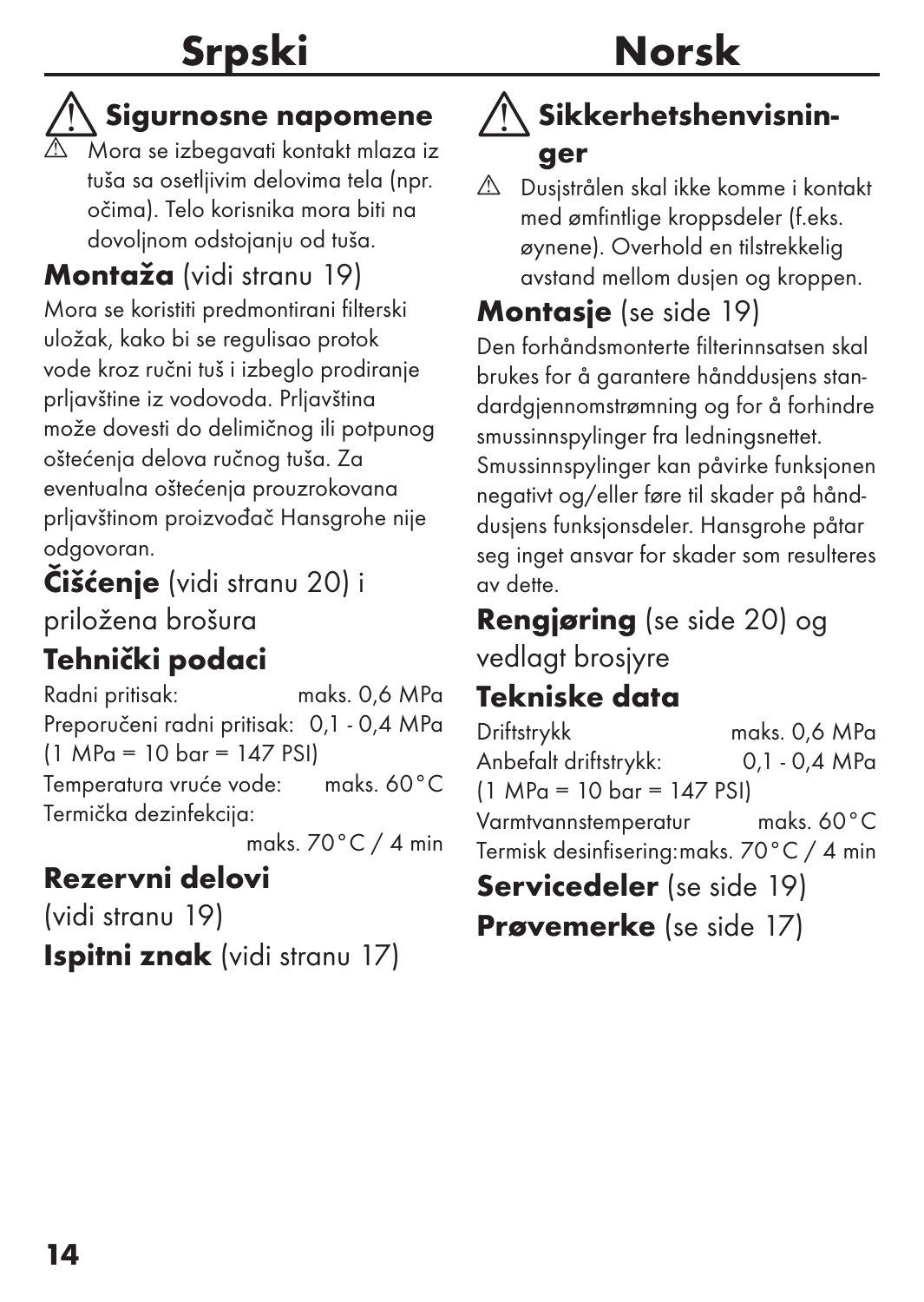# Srpski

## ⚠ Sigurnosne napomene

⚠ Mora se izbegavati kontakt mlaza iz tuša sa osetljivim delovima tela (npr. očima). Telo korisnika mora biti na dovoljnom odstojanju od tuša.

## **Montaža** (vidi stranu 19)

Mora se koristiti predmontirani filterski uložak, kako bi se regulisao protok vode kroz ručni tuš i izbeglo prodiranje prljavštine iz vodovoda. Prljavština može dovesti do delimičnog ili potpunog oštećenja delova ručnog tuša. Za eventualna oštećenja prouzrokovana prljavštinom proizvođač Hansgrohe nije odgovoran.

## **Čišćenje** (vidi stranu 20) i priložena brošura

## Tehnički podaci

| | |
|---|---|
| Radni pritisak: | maks. 0,6 MPa |
| Preporučeni radni pritisak: | 0,1 - 0,4 MPa |
| (1 MPa = 10 bar = 147 PSI) | |
| Temperatura vruće vode: | maks. 60°C |
| Termička dezinfekcija: | maks. 70°C / 4 min |

## Rezervni delovi

(vidi stranu 19)

## **Ispitni znak** (vidi stranu 17)

# Norsk

## ⚠ Sikkerhetshenvisninger

⚠ Dusjstrålen skal ikke komme i kontakt med ømfintlige kroppsdeler (f.eks. øynene). Overhold en tilstrekkelig avstand mellom dusjen og kroppen.

## **Montasje** (se side 19)

Den forhåndsmonterte filterinnsatsen skal brukes for å garantere hånddusjens standardgjennomstrømning og for å forhindre smussinnspylinger fra ledningsnettet. Smussinnspylinger kan påvirke funksjonen negativt og/eller føre til skader på hånddusjens funksjonsdeler. Hansgrohe påtar seg inget ansvar for skader som resulteres av dette.

## **Rengjøring** (se side 20) og vedlagt brosjyre

## Tekniske data

| | |
|---|---|
| Driftstrykk | maks. 0,6 MPa |
| Anbefalt driftstrykk: | 0,1 - 0,4 MPa |
| (1 MPa = 10 bar = 147 PSI) | |
| Varmtvannstemperatur | maks. 60°C |
| Termisk desinfisering: | maks. 70°C / 4 min |

## **Servicedeler** (se side 19)

## **Prøvemerke** (se side 17)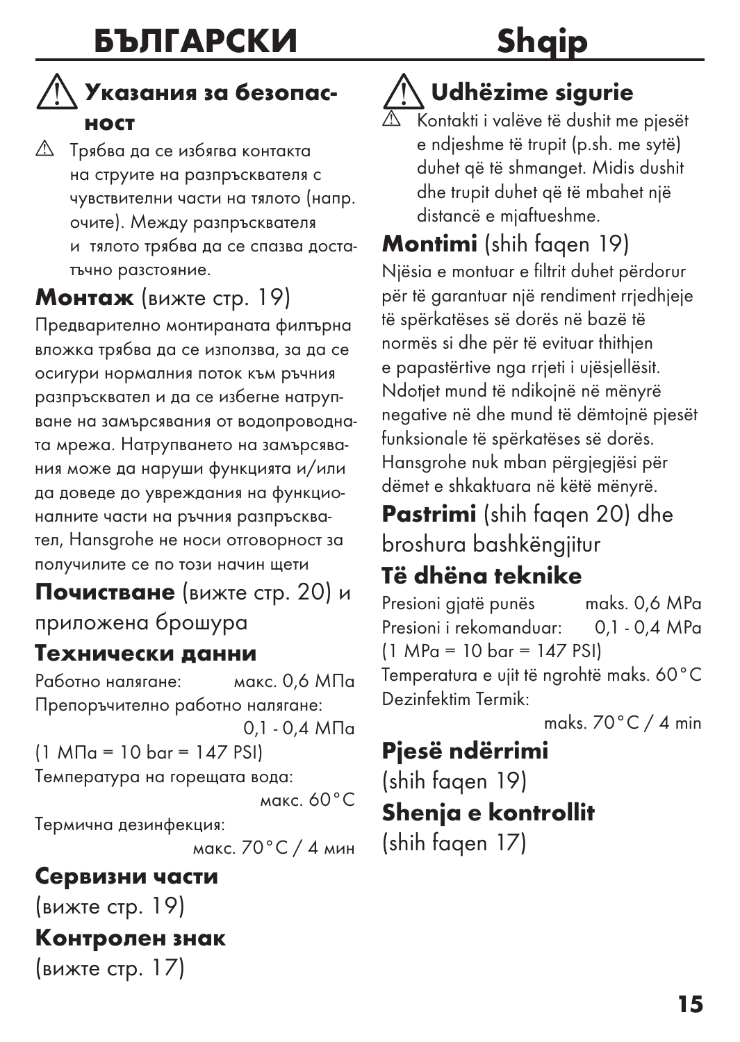# БЪЛГАРСКИ

## ⚠ Указания за безопасност

⚠ Трябва да се избягва контакта на струите на разпръсквателя с чувствителни части на тялото (напр. очите). Между разпръсквателя и тялото трябва да се спазва достатъчно разстояние.

## Монтаж (вижте стр. 19)

Предварително монтираната филтърна вложка трябва да се използва, за да се осигури нормалния поток към ръчния разпръсквател и да се избегне натрупване на замърсявания от водопроводната мрежа. Натрупването на замърсявания може да наруши функцията и/или да доведе до увреждания на функционалните части на ръчния разпръсквател, Hansgrohe не носи отговорност за получилите се по този начин щети

## Почистване (вижте стр. 20) и приложена брошура

## Технически данни

Работно налягане: макс. 0,6 МПа
Препоръчително работно налягане: 0,1 - 0,4 МПа
(1 МПа = 10 bar = 147 PSI)
Температура на горещата вода: макс. 60 °C
Термична дезинфекция: макс. 70 °C / 4 мин

## Сервизни части

(вижте стр. 19)

## Контролен знак

(вижте стр. 17)

# Shqip

## ⚠ Udhëzime sigurie

⚠ Kontakti i valëve të dushit me pjesët e ndjeshme të trupit (p.sh. me sytë) duhet që të shmanget. Midis dushit dhe trupit duhet që të mbahet një distancë e mjaftueshme.

## Montimi (shih faqen 19)

Njësia e montuar e filtrit duhet përdorur për të garantuar një rendiment rrjedhjeje të spërkatëses së dorës në bazë të normës si dhe për të evituar thithjen e papastërtive nga rrjeti i ujësjellësit. Ndotjet mund të ndikojnë në mënyrë negative në dhe mund të dëmtojnë pjesët funksionale të spërkatëses së dorës. Hansgrohe nuk mban përgjegjësi për dëmet e shkaktuara në këtë mënyrë.

## Pastrimi (shih faqen 20) dhe broshura bashkëngjitur

## Të dhëna teknike

Presioni gjatë punës maks. 0,6 MPa
Presioni i rekomanduar: 0,1 - 0,4 MPa
(1 MPa = 10 bar = 147 PSI)
Temperatura e ujit të ngrohtë maks. 60 °C
Dezinfektim Termik: maks. 70 °C / 4 min

## Pjesë ndërrimi

(shih faqen 19)

## Shenja e kontrollit

(shih faqen 17)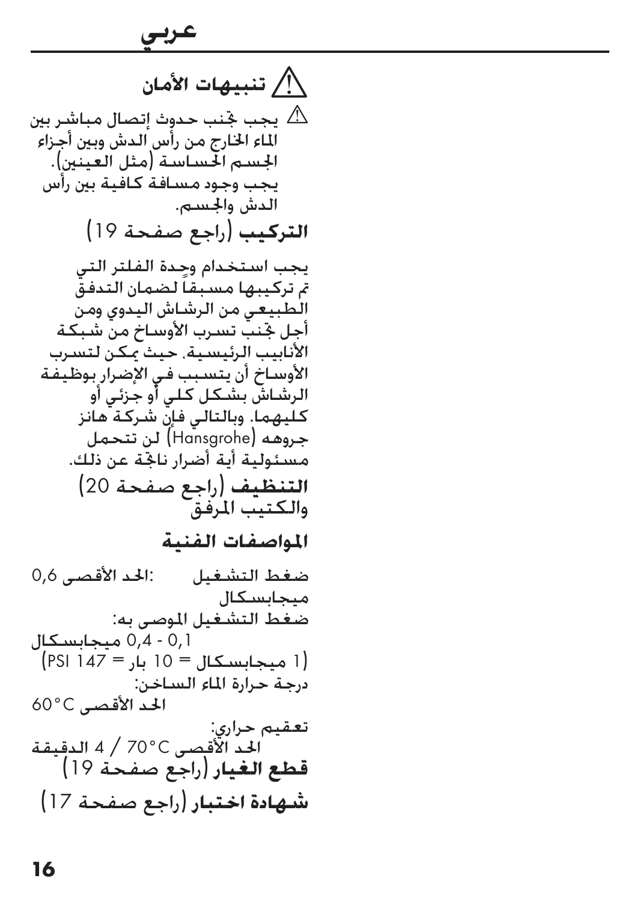# عربي

## ⚠ تنبيهات الأمان

⚠ يجب تجنب حدوث إتصال مباشر بين الماء الخارج من رأس الدش وبين أجزاء الجسم الحساسة (مثل العينين). يجب وجود مسافة كافية بين رأس الدش والجسم.

**التركيب** (راجع صفحة 19)

يجب استخدام وحدة الفلتر التي تم تركيبها مسبقاً لضمان التدفق الطبيعي من الرشاش اليدوي ومن أجل تجنب تسرب الأوساخ من شبكة الأنابيب الرئيسية، حيث يمكن لتسرب الأوساخ أن يتسبب في الإضرار بوظيفة الرشاش بشكل كلي أو جزئي أو كليهما. وبالتالي فإن شركة هانز جروهه (Hansgrohe) لن تتحمل مسئولية أية أضرار ناجمة عن ذلك.

**التنظيف** (راجع صفحة 20) والكتيب المرفق

**المواصفات الفنية**

ضغط التشغيل :الحد الأقصى 0,6 ميجابسكال

ضغط التشغيل الموصى به: 0,1 - 0,4 ميجابسكال

(1 ميجابسكال = 10 بار = 147 PSI)

درجة حرارة الماء الساخن: الحد الأقصى 60°C

تعقيم حراري: الحد الأقصى 70°C / 4 الدقيقة

**قطع الغيار** (راجع صفحة 19)

**شهادة اختبار** (راجع صفحة 17)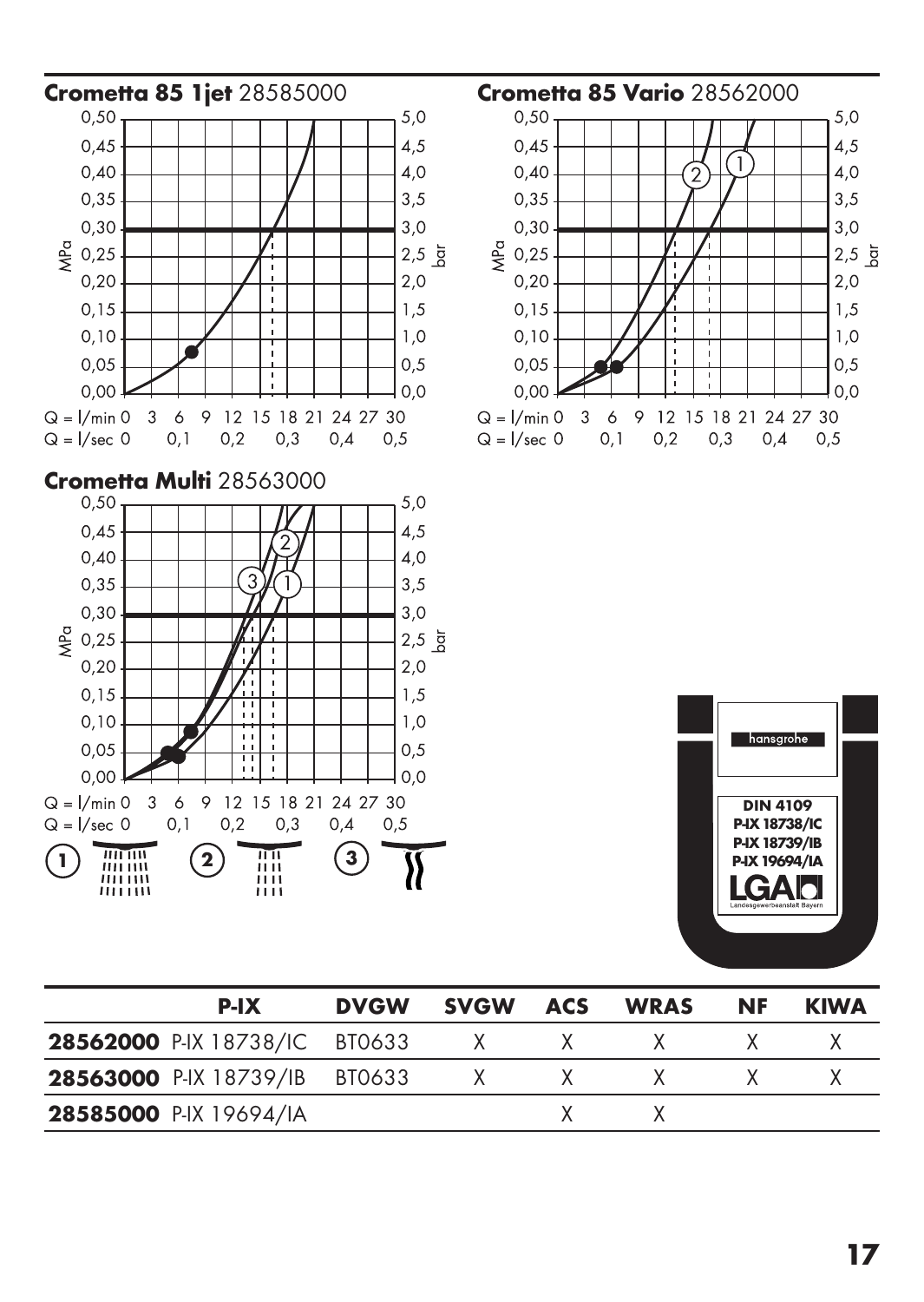**Crometta 85 1jet** 28585000

**Crometta 85 Vario** 28562000

**Crometta Multi** 28563000

hansgrohe

**DIN 4109**
**P-IX 18738/IC**
**P-IX 18739/IB**
**P-IX 19694/IA**

LGA
Landesgewerbeanstalt Bayern

| | P-IX | DVGW | SVGW | ACS | WRAS | NF | KIWA |
|---|---|---|---|---|---|---|---|
| **28562000** | P-IX 18738/IC | BT0633 | X | X | X | X | X |
| **28563000** | P-IX 18739/IB | BT0633 | X | X | X | X | X |
| **28585000** | P-IX 19694/IA | | | X | X | | |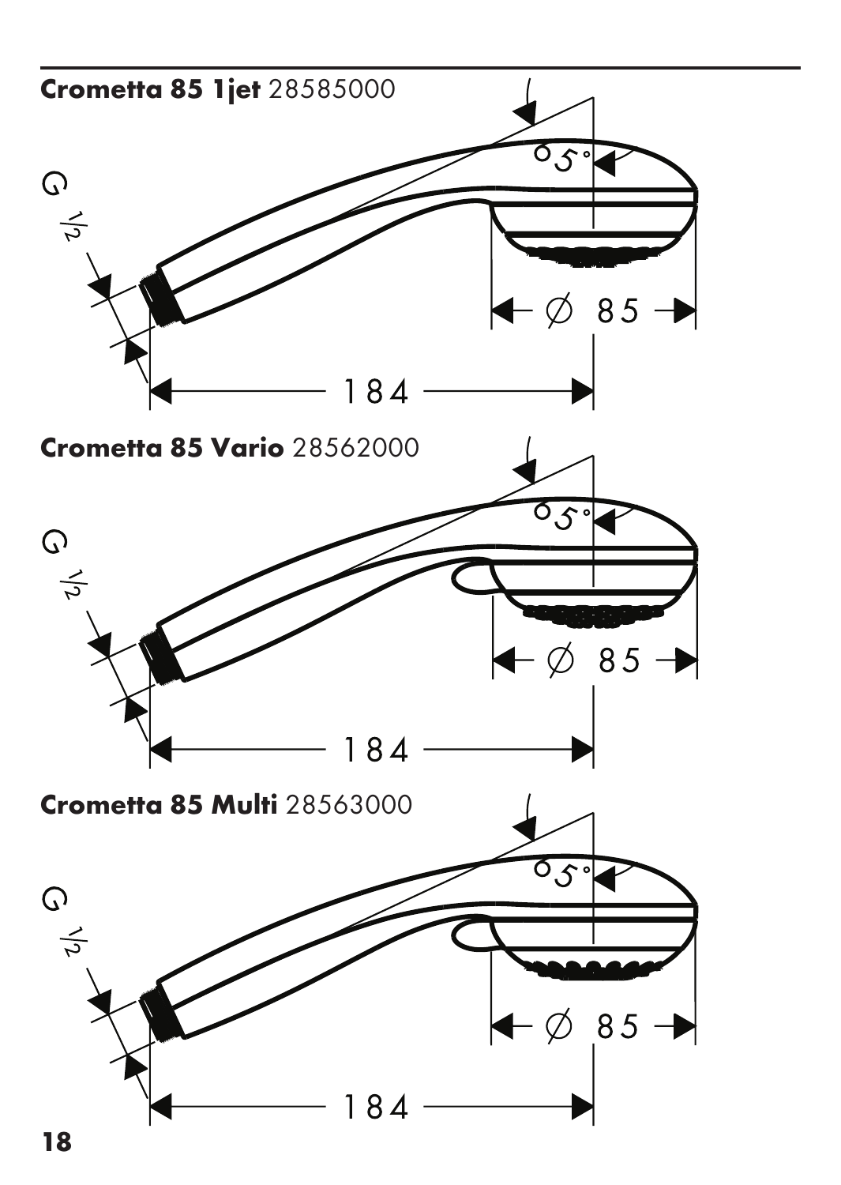**Crometta 85 1jet** 28585000

G ½

65°

∅ 85

184

**Crometta 85 Vario** 28562000

G ½

65°

∅ 85

184

**Crometta 85 Multi** 28563000

G ½

65°

∅ 85

184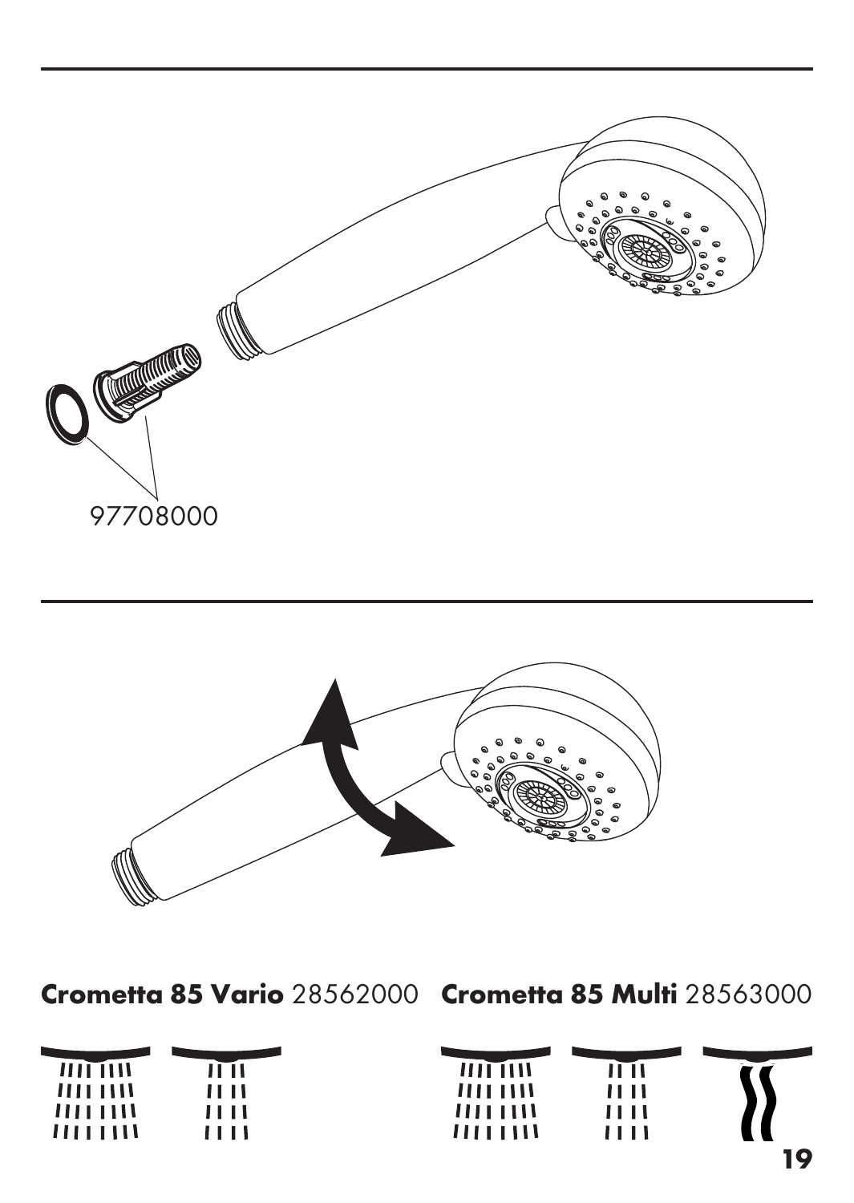97708000

**Crometta 85 Vario** 28562000 **Crometta 85 Multi** 28563000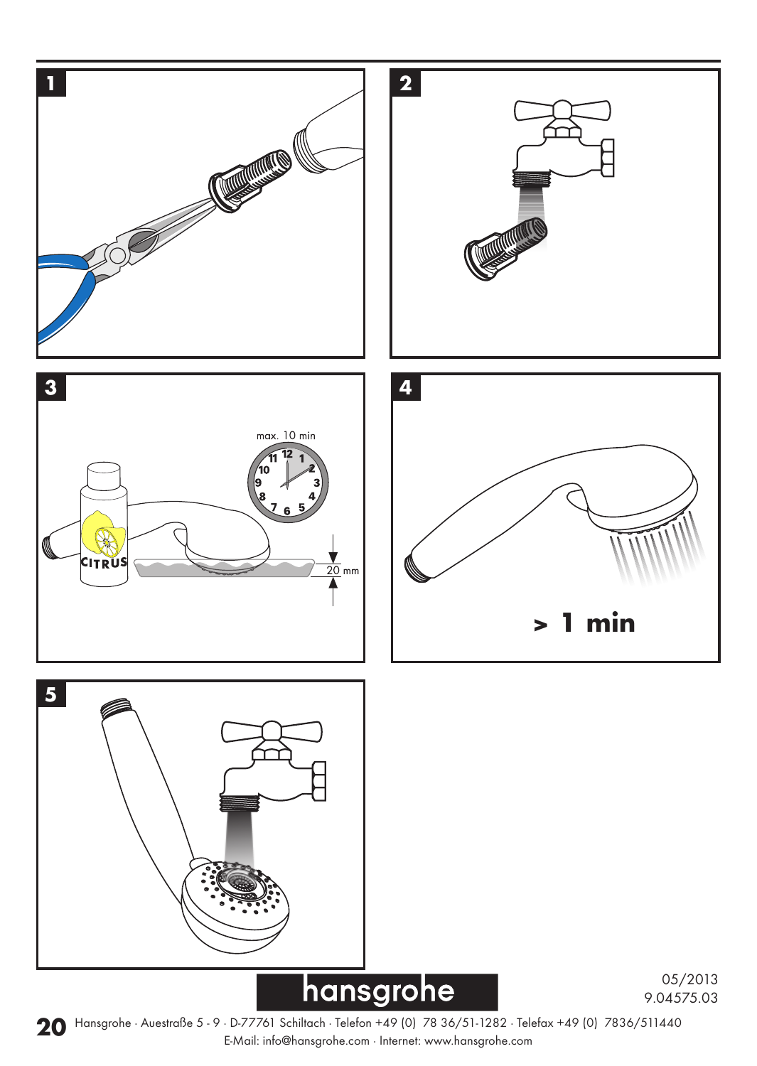1

2

3

max. 10 min

CITRUS

20 mm

4

> 1 min

5

hansgrohe

05/2013
9.04575.03

Hansgrohe · Auestraße 5 - 9 · D-77761 Schiltach · Telefon +49 (0) 78 36/51-1282 · Telefax +49 (0) 7836/511440
E-Mail: info@hansgrohe.com · Internet: www.hansgrohe.com